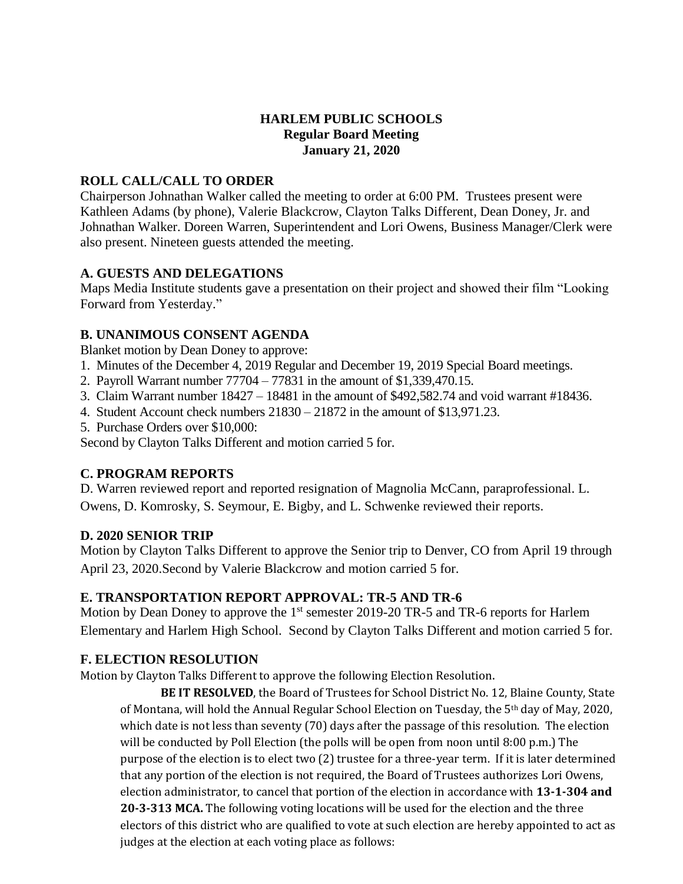**HARLEM PUBLIC SCHOOLS**
**Regular Board Meeting**
**January 21, 2020**

## ROLL CALL/CALL TO ORDER

Chairperson Johnathan Walker called the meeting to order at 6:00 PM. Trustees present were Kathleen Adams (by phone), Valerie Blackcrow, Clayton Talks Different, Dean Doney, Jr. and Johnathan Walker. Doreen Warren, Superintendent and Lori Owens, Business Manager/Clerk were also present. Nineteen guests attended the meeting.

## A. GUESTS AND DELEGATIONS

Maps Media Institute students gave a presentation on their project and showed their film "Looking Forward from Yesterday."

## B. UNANIMOUS CONSENT AGENDA

Blanket motion by Dean Doney to approve:

1. Minutes of the December 4, 2019 Regular and December 19, 2019 Special Board meetings.
2. Payroll Warrant number 77704 – 77831 in the amount of $1,339,470.15.
3. Claim Warrant number 18427 – 18481 in the amount of $492,582.74 and void warrant #18436.
4. Student Account check numbers 21830 – 21872 in the amount of $13,971.23.
5. Purchase Orders over $10,000:

Second by Clayton Talks Different and motion carried 5 for.

## C. PROGRAM REPORTS

D. Warren reviewed report and reported resignation of Magnolia McCann, paraprofessional. L. Owens, D. Komrosky, S. Seymour, E. Bigby, and L. Schwenke reviewed their reports.

## D. 2020 SENIOR TRIP

Motion by Clayton Talks Different to approve the Senior trip to Denver, CO from April 19 through April 23, 2020.Second by Valerie Blackcrow and motion carried 5 for.

## E. TRANSPORTATION REPORT APPROVAL: TR-5 AND TR-6

Motion by Dean Doney to approve the 1st semester 2019-20 TR-5 and TR-6 reports for Harlem Elementary and Harlem High School. Second by Clayton Talks Different and motion carried 5 for.

## F. ELECTION RESOLUTION

Motion by Clayton Talks Different to approve the following Election Resolution.

> **BE IT RESOLVED**, the Board of Trustees for School District No. 12, Blaine County, State of Montana, will hold the Annual Regular School Election on Tuesday, the 5th day of May, 2020, which date is not less than seventy (70) days after the passage of this resolution. The election will be conducted by Poll Election (the polls will be open from noon until 8:00 p.m.) The purpose of the election is to elect two (2) trustee for a three-year term. If it is later determined that any portion of the election is not required, the Board of Trustees authorizes Lori Owens, election administrator, to cancel that portion of the election in accordance with **13-1-304 and 20-3-313 MCA.** The following voting locations will be used for the election and the three electors of this district who are qualified to vote at such election are hereby appointed to act as judges at the election at each voting place as follows: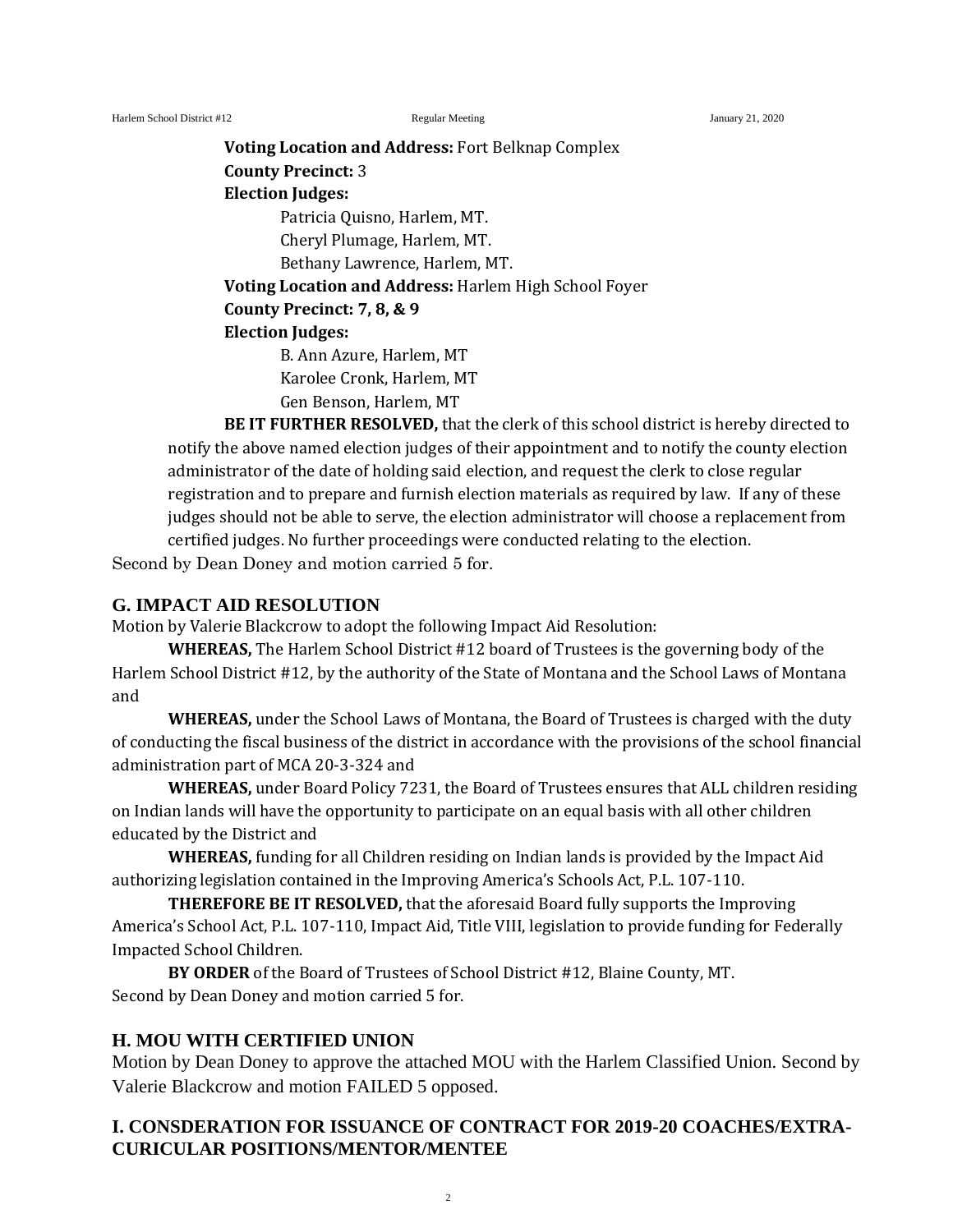**Voting Location and Address:** Fort Belknap Complex
**County Precinct:** 3
**Election Judges:**

Patricia Quisno, Harlem, MT.
Cheryl Plumage, Harlem, MT.
Bethany Lawrence, Harlem, MT.

**Voting Location and Address:** Harlem High School Foyer
**County Precinct: 7, 8, & 9**
**Election Judges:**

B. Ann Azure, Harlem, MT
Karolee Cronk, Harlem, MT
Gen Benson, Harlem, MT

**BE IT FURTHER RESOLVED,** that the clerk of this school district is hereby directed to notify the above named election judges of their appointment and to notify the county election administrator of the date of holding said election, and request the clerk to close regular registration and to prepare and furnish election materials as required by law. If any of these judges should not be able to serve, the election administrator will choose a replacement from certified judges. No further proceedings were conducted relating to the election.

Second by Dean Doney and motion carried 5 for.

## G. IMPACT AID RESOLUTION

Motion by Valerie Blackcrow to adopt the following Impact Aid Resolution:

**WHEREAS,** The Harlem School District #12 board of Trustees is the governing body of the Harlem School District #12, by the authority of the State of Montana and the School Laws of Montana and

**WHEREAS,** under the School Laws of Montana, the Board of Trustees is charged with the duty of conducting the fiscal business of the district in accordance with the provisions of the school financial administration part of MCA 20-3-324 and

**WHEREAS,** under Board Policy 7231, the Board of Trustees ensures that ALL children residing on Indian lands will have the opportunity to participate on an equal basis with all other children educated by the District and

**WHEREAS,** funding for all Children residing on Indian lands is provided by the Impact Aid authorizing legislation contained in the Improving America's Schools Act, P.L. 107-110.

**THEREFORE BE IT RESOLVED,** that the aforesaid Board fully supports the Improving America's School Act, P.L. 107-110, Impact Aid, Title VIII, legislation to provide funding for Federally Impacted School Children.

**BY ORDER** of the Board of Trustees of School District #12, Blaine County, MT.

Second by Dean Doney and motion carried 5 for.

## H. MOU WITH CERTIFIED UNION

Motion by Dean Doney to approve the attached MOU with the Harlem Classified Union. Second by Valerie Blackcrow and motion FAILED 5 opposed.

## I. CONSDERATION FOR ISSUANCE OF CONTRACT FOR 2019-20 COACHES/EXTRA-CURICULAR POSITIONS/MENTOR/MENTEE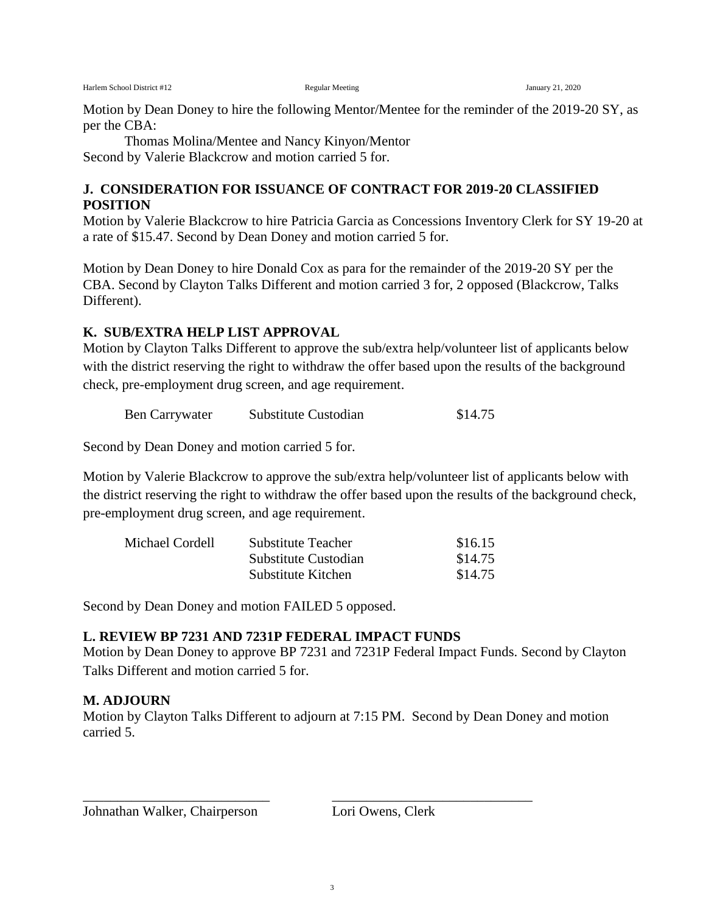Motion by Dean Doney to hire the following Mentor/Mentee for the reminder of the 2019-20 SY, as per the CBA:

Thomas Molina/Mentee and Nancy Kinyon/Mentor

Second by Valerie Blackcrow and motion carried 5 for.

## J. CONSIDERATION FOR ISSUANCE OF CONTRACT FOR 2019-20 CLASSIFIED POSITION

Motion by Valerie Blackcrow to hire Patricia Garcia as Concessions Inventory Clerk for SY 19-20 at a rate of $15.47. Second by Dean Doney and motion carried 5 for.

Motion by Dean Doney to hire Donald Cox as para for the remainder of the 2019-20 SY per the CBA. Second by Clayton Talks Different and motion carried 3 for, 2 opposed (Blackcrow, Talks Different).

## K. SUB/EXTRA HELP LIST APPROVAL

Motion by Clayton Talks Different to approve the sub/extra help/volunteer list of applicants below with the district reserving the right to withdraw the offer based upon the results of the background check, pre-employment drug screen, and age requirement.

| | | |
|---|---|---|
| Ben Carrywater | Substitute Custodian | $14.75 |

Second by Dean Doney and motion carried 5 for.

Motion by Valerie Blackcrow to approve the sub/extra help/volunteer list of applicants below with the district reserving the right to withdraw the offer based upon the results of the background check, pre-employment drug screen, and age requirement.

| | | |
|---|---|---|
| Michael Cordell | Substitute Teacher | $16.15 |
| | Substitute Custodian | $14.75 |
| | Substitute Kitchen | $14.75 |

Second by Dean Doney and motion FAILED 5 opposed.

## L. REVIEW BP 7231 AND 7231P FEDERAL IMPACT FUNDS

Motion by Dean Doney to approve BP 7231 and 7231P Federal Impact Funds. Second by Clayton Talks Different and motion carried 5 for.

## M. ADJOURN

Motion by Clayton Talks Different to adjourn at 7:15 PM. Second by Dean Doney and motion carried 5.

\_\_\_\_\_\_\_\_\_\_\_\_\_\_\_\_\_\_\_\_\_\_\_\_\_\_\_\_
Johnathan Walker, Chairperson

\_\_\_\_\_\_\_\_\_\_\_\_\_\_\_\_\_\_\_\_\_\_\_\_\_\_\_\_
Lori Owens, Clerk